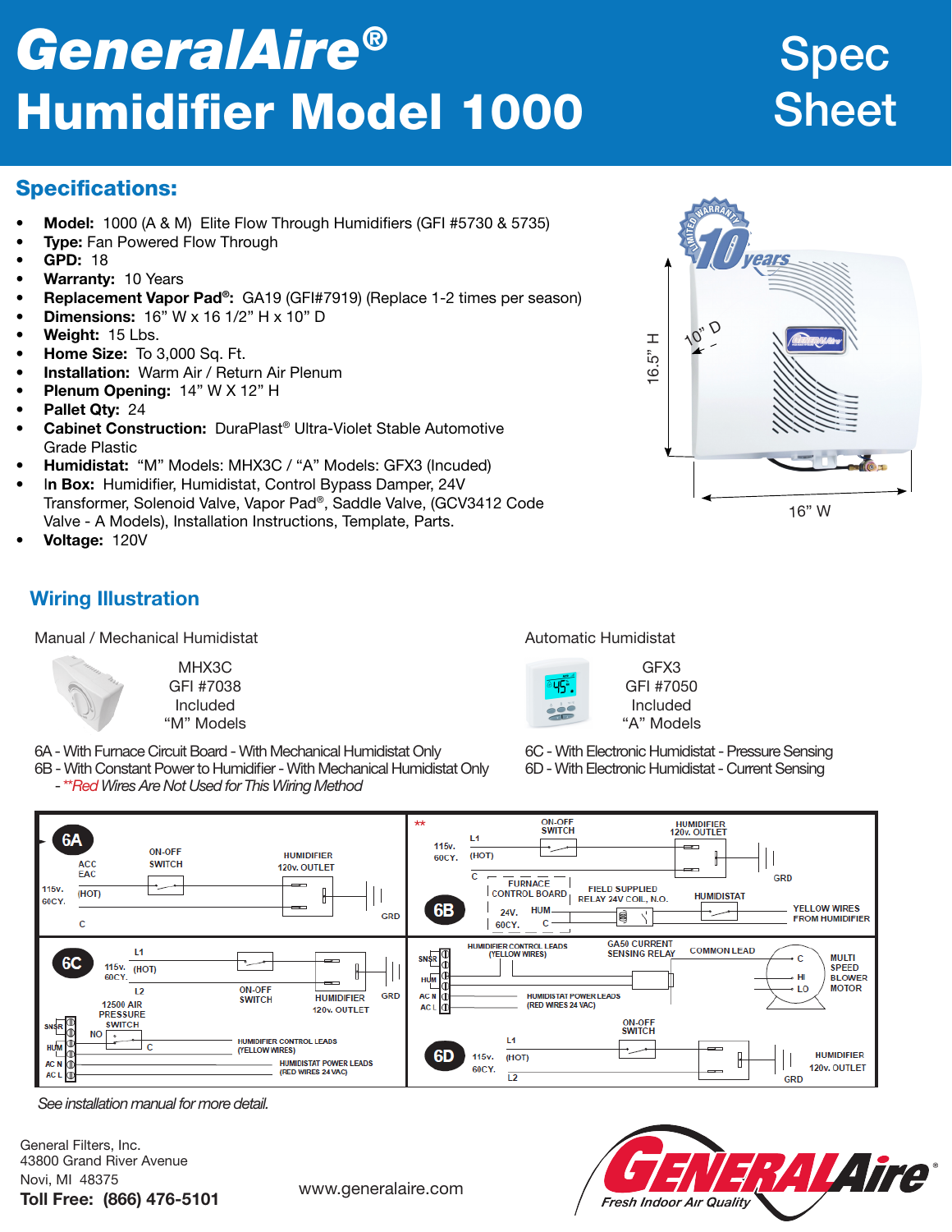# GeneralAire® Humidifier Model 1000

Spec Sheet

## Specifications:

- **Model:** 1000 (A & M) Elite Flow Through Humidifiers (GFI #5730 & 5735)
- **Type:** Fan Powered Flow Through
- **GPD:** 18
- **Warranty:** 10 Years
- **Replacement Vapor Pad®:** GA19 (GFI#7919) (Replace 1-2 times per season)
- **Dimensions:** 16" W x 16 1/2" H x 10" D
- **Weight:** 15 Lbs.
- **Home Size:** To 3,000 Sq. Ft.
- **Installation:** Warm Air / Return Air Plenum
- **Plenum Opening:** 14" W X 12" H
- **Pallet Qty:** 24
- **Cabinet Construction:** DuraPlast® Ultra-Violet Stable Automotive Grade Plastic
- **Humidistat:** "M" Models: MHX3C / "A" Models: GFX3 (Incuded)
- **In Box:** Humidifier, Humidistat, Control Bypass Damper, 24V Transformer, Solenoid Valve, Vapor Pad®, Saddle Valve, (GCV3412 Code Valve - A Models), Installation Instructions, Template, Parts.
- **Voltage:** 120V

16.5" H

10" D

16" W

## Wiring Illustration

**Manual / Mechanical Humidistat**

MHX3C
GFI #7038
Included
"M" Models

6A - With Furnace Circuit Board - With Mechanical Humidistat Only
6B - With Constant Power to Humidifier - With Mechanical Humidistat Only
- *\*\*Red Wires Are Not Used for This Wiring Method*

**Automatic Humidistat**

GFX3
GFI #7050
Included
"A" Models

6C - With Electronic Humidistat - Pressure Sensing
6D - With Electronic Humidistat - Current Sensing

*See installation manual for more detail.*

General Filters, Inc.
43800 Grand River Avenue
Novi, MI 48375
**Toll Free: (866) 476-5101**

www.generalaire.com

GENERALAire® Fresh Indoor Air Quality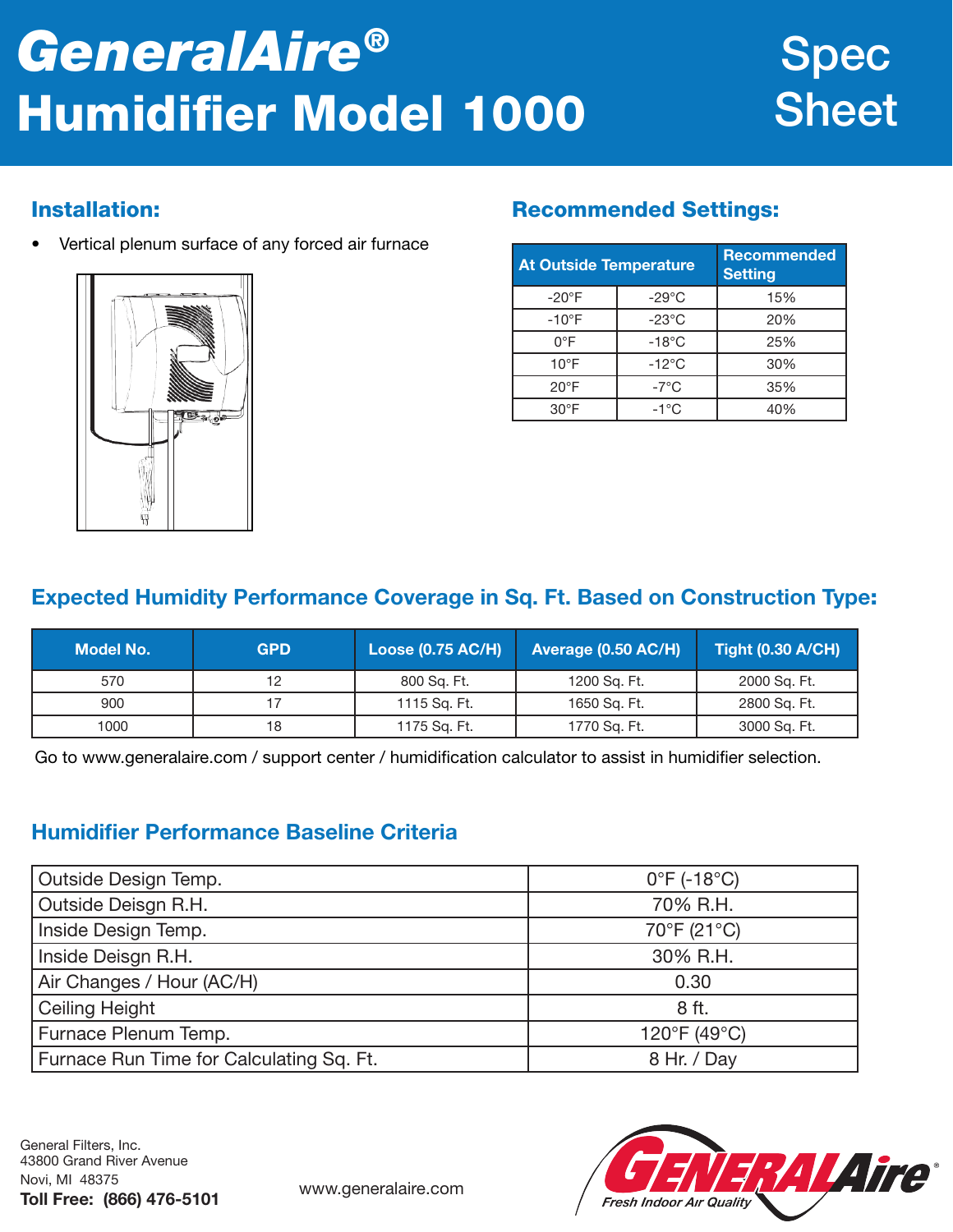# GeneralAire® Humidifier Model 1000

# Spec Sheet

## Installation:

- Vertical plenum surface of any forced air furnace

## Recommended Settings:

| At Outside Temperature | | Recommended Setting |
|---|---|---|
| -20°F | -29°C | 15% |
| -10°F | -23°C | 20% |
| 0°F | -18°C | 25% |
| 10°F | -12°C | 30% |
| 20°F | -7°C | 35% |
| 30°F | -1°C | 40% |

## Expected Humidity Performance Coverage in Sq. Ft. Based on Construction Type:

| Model No. | GPD | Loose (0.75 AC/H) | Average (0.50 AC/H) | Tight (0.30 A/CH) |
|---|---|---|---|---|
| 570 | 12 | 800 Sq. Ft. | 1200 Sq. Ft. | 2000 Sq. Ft. |
| 900 | 17 | 1115 Sq. Ft. | 1650 Sq. Ft. | 2800 Sq. Ft. |
| 1000 | 18 | 1175 Sq. Ft. | 1770 Sq. Ft. | 3000 Sq. Ft. |

Go to www.generalaire.com / support center / humidification calculator to assist in humidifier selection.

## Humidifier Performance Baseline Criteria

| | |
|---|---|
| Outside Design Temp. | 0°F (-18°C) |
| Outside Deisgn R.H. | 70% R.H. |
| Inside Design Temp. | 70°F (21°C) |
| Inside Deisgn R.H. | 30% R.H. |
| Air Changes / Hour (AC/H) | 0.30 |
| Ceiling Height | 8 ft. |
| Furnace Plenum Temp. | 120°F (49°C) |
| Furnace Run Time for Calculating Sq. Ft. | 8 Hr. / Day |

General Filters, Inc.
43800 Grand River Avenue
Novi, MI 48375
**Toll Free: (866) 476-5101**

www.generalaire.com

GENERALAire® *Fresh Indoor Air Quality*